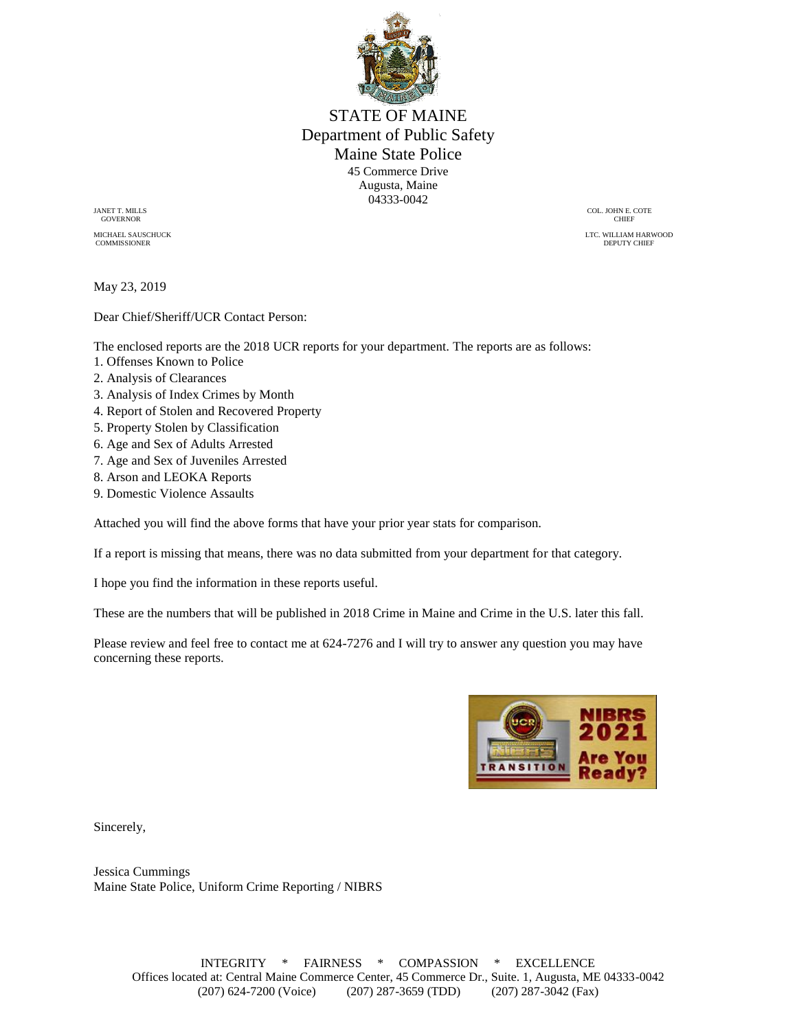# STATE OF MAINE
## Department of Public Safety
## Maine State Police

45 Commerce Drive
Augusta, Maine
04333-0042

JANET T. MILLS
GOVERNOR

MICHAEL SAUSCHUCK
COMMISSIONER

COL. JOHN E. COTE
CHIEF

LTC. WILLIAM HARWOOD
DEPUTY CHIEF

May 23, 2019

Dear Chief/Sheriff/UCR Contact Person:

The enclosed reports are the 2018 UCR reports for your department. The reports are as follows:

1. Offenses Known to Police
2. Analysis of Clearances
3. Analysis of Index Crimes by Month
4. Report of Stolen and Recovered Property
5. Property Stolen by Classification
6. Age and Sex of Adults Arrested
7. Age and Sex of Juveniles Arrested
8. Arson and LEOKA Reports
9. Domestic Violence Assaults

Attached you will find the above forms that have your prior year stats for comparison.

If a report is missing that means, there was no data submitted from your department for that category.

I hope you find the information in these reports useful.

These are the numbers that will be published in 2018 Crime in Maine and Crime in the U.S. later this fall.

Please review and feel free to contact me at 624-7276 and I will try to answer any question you may have concerning these reports.

UCR NIBRS TRANSITION — NIBRS 2021 Are You Ready?

Sincerely,

Jessica Cummings
Maine State Police, Uniform Crime Reporting / NIBRS

INTEGRITY * FAIRNESS * COMPASSION * EXCELLENCE
Offices located at: Central Maine Commerce Center, 45 Commerce Dr., Suite. 1, Augusta, ME 04333-0042
(207) 624-7200 (Voice) (207) 287-3659 (TDD) (207) 287-3042 (Fax)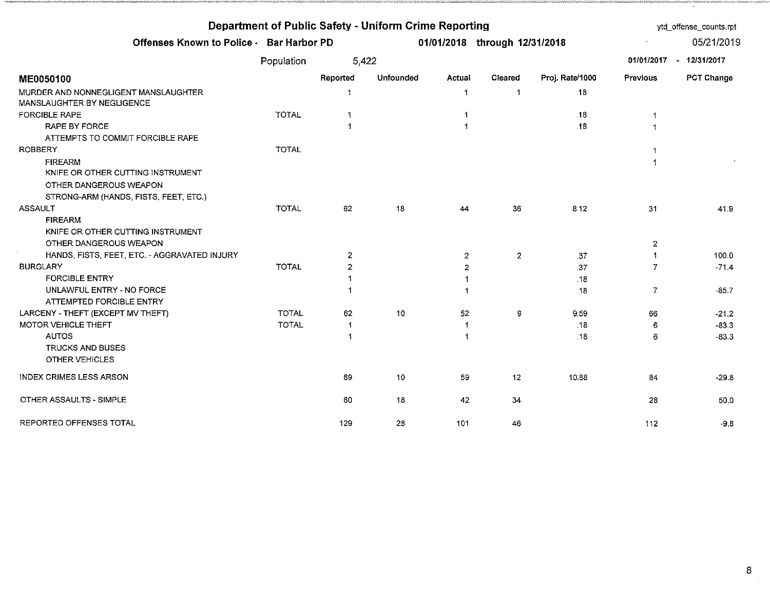# Department of Public Safety - Uniform Crime Reporting

ytd_offense_counts.rpt

**Offenses Known to Police - Bar Harbor PD** | **01/01/2018 through 12/31/2018** | 05/21/2019

Population 5,422 | **01/01/2017 - 12/31/2017**

| ME0050100 | | Reported | Unfounded | Actual | Cleared | Proj. Rate/1000 | Previous | PCT Change |
|---|---|---|---|---|---|---|---|---|
| MURDER AND NONNEGLIGENT MANSLAUGHTER | | 1 | | 1 | 1 | .18 | | |
| MANSLAUGHTER BY NEGLIGENCE | | | | | | | | |
| FORCIBLE RAPE | TOTAL | 1 | | 1 | | .18 | 1 | |
| RAPE BY FORCE | | 1 | | 1 | | .18 | 1 | |
| ATTEMPTS TO COMMIT FORCIBLE RAPE | | | | | | | | |
| ROBBERY | TOTAL | | | | | | 1 | |
| FIREARM | | | | | | | 1 | |
| KNIFE OR OTHER CUTTING INSTRUMENT | | | | | | | | |
| OTHER DANGEROUS WEAPON | | | | | | | | |
| STRONG-ARM (HANDS, FISTS, FEET, ETC.) | | | | | | | | |
| ASSAULT | TOTAL | 62 | 18 | 44 | 36 | 8.12 | 31 | 41.9 |
| FIREARM | | | | | | | | |
| KNIFE OR OTHER CUTTING INSTRUMENT | | | | | | | | |
| OTHER DANGEROUS WEAPON | | | | | | | 2 | |
| HANDS, FISTS, FEET, ETC. - AGGRAVATED INJURY | | 2 | | 2 | 2 | .37 | 1 | 100.0 |
| BURGLARY | TOTAL | 2 | | 2 | | .37 | 7 | -71.4 |
| FORCIBLE ENTRY | | 1 | | 1 | | .18 | | |
| UNLAWFUL ENTRY - NO FORCE | | 1 | | 1 | | .18 | 7 | -85.7 |
| ATTEMPTED FORCIBLE ENTRY | | | | | | | | |
| LARCENY - THEFT (EXCEPT MV THEFT) | TOTAL | 62 | 10 | 52 | 9 | 9.59 | 66 | -21.2 |
| MOTOR VEHICLE THEFT | TOTAL | 1 | | 1 | | .18 | 6 | -83.3 |
| AUTOS | | 1 | | 1 | | .18 | 6 | -83.3 |
| TRUCKS AND BUSES | | | | | | | | |
| OTHER VEHICLES | | | | | | | | |
| INDEX CRIMES LESS ARSON | | 69 | 10 | 59 | 12 | 10.88 | 84 | -29.8 |
| OTHER ASSAULTS - SIMPLE | | 60 | 18 | 42 | 34 | | 28 | 50.0 |
| REPORTED OFFENSES TOTAL | | 129 | 28 | 101 | 46 | | 112 | -9.8 |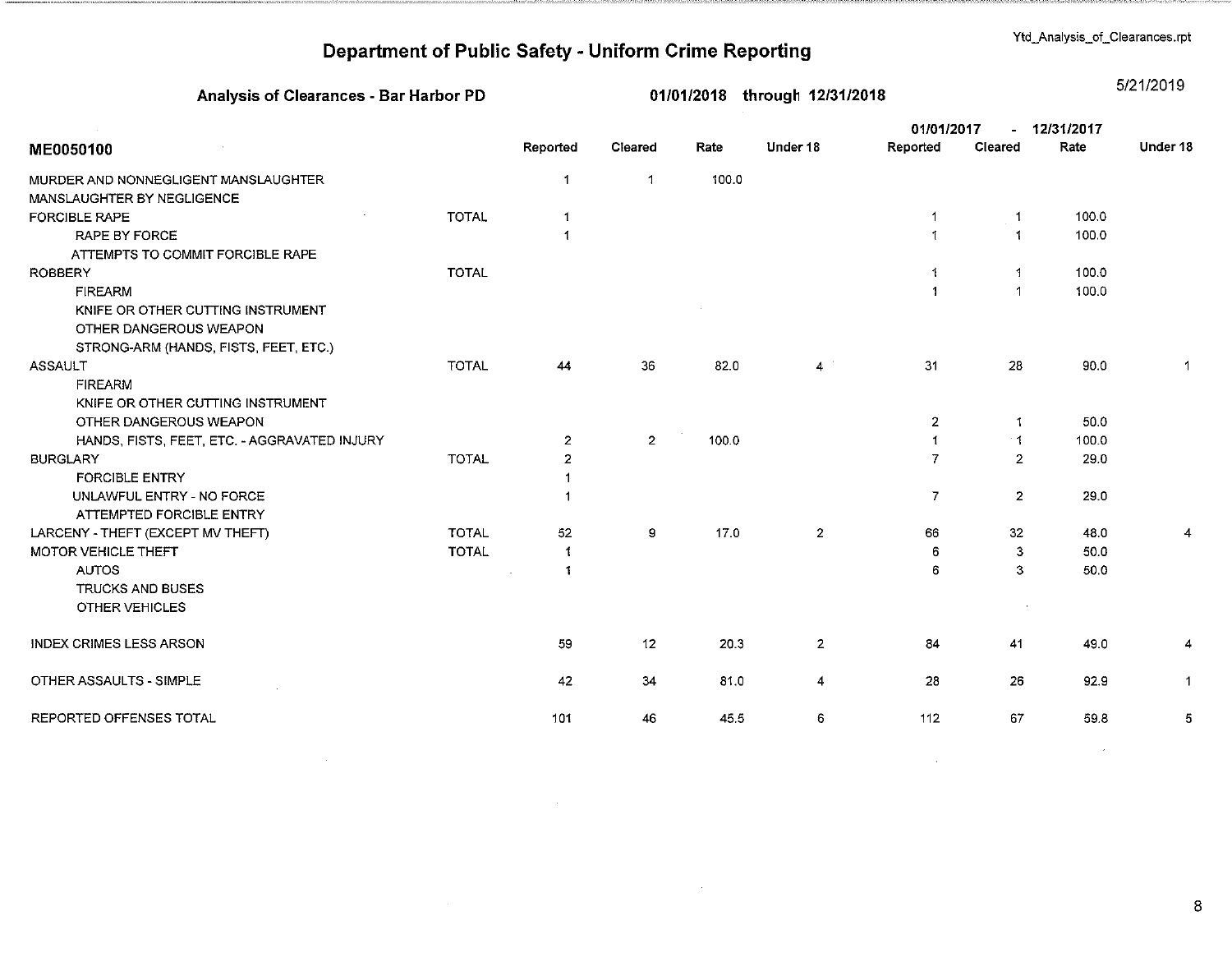# Department of Public Safety - Uniform Crime Reporting

Ytd_Analysis_of_Clearances.rpt

**Analysis of Clearances - Bar Harbor PD** **01/01/2018 through 12/31/2018** 5/21/2019

| ME0050100 | | Reported | Cleared | Rate | Under 18 | 01/01/2017 - 12/31/2017 Reported | Cleared | Rate | Under 18 |
|---|---|---|---|---|---|---|---|---|---|
| MURDER AND NONNEGLIGENT MANSLAUGHTER | | 1 | 1 | 100.0 | | | | | |
| MANSLAUGHTER BY NEGLIGENCE | | | | | | | | | |
| FORCIBLE RAPE | TOTAL | 1 | | | | 1 | 1 | 100.0 | |
| RAPE BY FORCE | | 1 | | | | 1 | 1 | 100.0 | |
| ATTEMPTS TO COMMIT FORCIBLE RAPE | | | | | | | | | |
| ROBBERY | TOTAL | | | | | 1 | 1 | 100.0 | |
| FIREARM | | | | | | 1 | 1 | 100.0 | |
| KNIFE OR OTHER CUTTING INSTRUMENT | | | | | | | | | |
| OTHER DANGEROUS WEAPON | | | | | | | | | |
| STRONG-ARM (HANDS, FISTS, FEET, ETC.) | | | | | | | | | |
| ASSAULT | TOTAL | 44 | 36 | 82.0 | 4 | 31 | 28 | 90.0 | 1 |
| FIREARM | | | | | | | | | |
| KNIFE OR OTHER CUTTING INSTRUMENT | | | | | | | | | |
| OTHER DANGEROUS WEAPON | | | | | | 2 | 1 | 50.0 | |
| HANDS, FISTS, FEET, ETC. - AGGRAVATED INJURY | | 2 | 2 | 100.0 | | 1 | 1 | 100.0 | |
| BURGLARY | TOTAL | 2 | | | | 7 | 2 | 29.0 | |
| FORCIBLE ENTRY | | 1 | | | | | | | |
| UNLAWFUL ENTRY - NO FORCE | | 1 | | | | 7 | 2 | 29.0 | |
| ATTEMPTED FORCIBLE ENTRY | | | | | | | | | |
| LARCENY - THEFT (EXCEPT MV THEFT) | TOTAL | 52 | 9 | 17.0 | 2 | 66 | 32 | 48.0 | 4 |
| MOTOR VEHICLE THEFT | TOTAL | 1 | | | | 6 | 3 | 50.0 | |
| AUTOS | | 1 | | | | 6 | 3 | 50.0 | |
| TRUCKS AND BUSES | | | | | | | | | |
| OTHER VEHICLES | | | | | | | | | |
| INDEX CRIMES LESS ARSON | | 59 | 12 | 20.3 | 2 | 84 | 41 | 49.0 | 4 |
| OTHER ASSAULTS - SIMPLE | | 42 | 34 | 81.0 | 4 | 28 | 26 | 92.9 | 1 |
| REPORTED OFFENSES TOTAL | | 101 | 46 | 45.5 | 6 | 112 | 67 | 59.8 | 5 |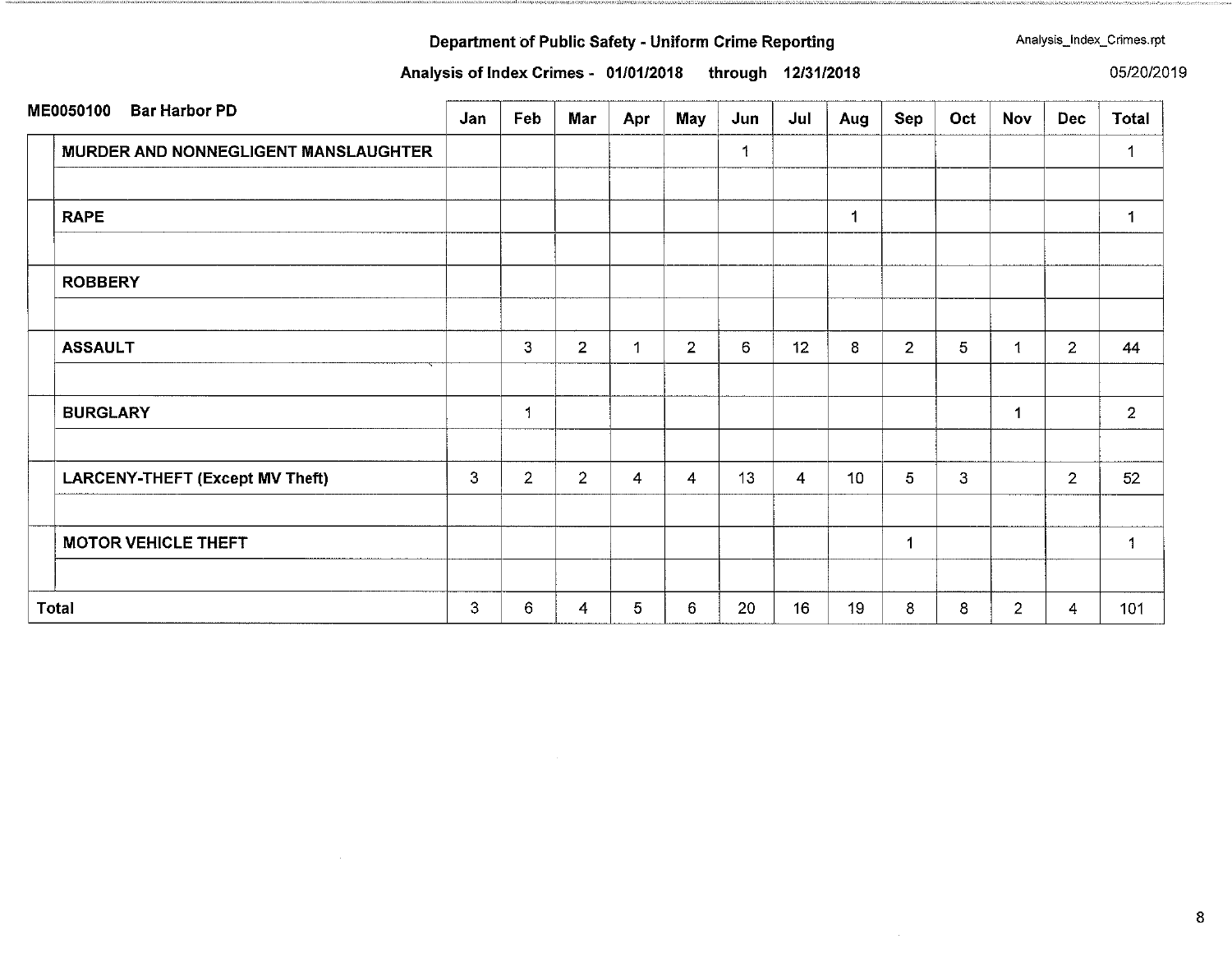**Department of Public Safety - Uniform Crime Reporting**

Analysis_Index_Crimes.rpt

**Analysis of Index Crimes - 01/01/2018 through 12/31/2018**

05/20/2019

| ME0050100 Bar Harbor PD | Jan | Feb | Mar | Apr | May | Jun | Jul | Aug | Sep | Oct | Nov | Dec | Total |
|---|---|---|---|---|---|---|---|---|---|---|---|---|---|
| **MURDER AND NONNEGLIGENT MANSLAUGHTER** | | | | | | 1 | | | | | | | 1 |
| **RAPE** | | | | | | | | 1 | | | | | 1 |
| **ROBBERY** | | | | | | | | | | | | | |
| **ASSAULT** | | 3 | 2 | 1 | 2 | 6 | 12 | 8 | 2 | 5 | 1 | 2 | 44 |
| **BURGLARY** | | 1 | | | | | | | | | 1 | | 2 |
| **LARCENY-THEFT (Except MV Theft)** | 3 | 2 | 2 | 4 | 4 | 13 | 4 | 10 | 5 | 3 | | 2 | 52 |
| **MOTOR VEHICLE THEFT** | | | | | | | | | 1 | | | | 1 |
| **Total** | 3 | 6 | 4 | 5 | 6 | 20 | 16 | 19 | 8 | 8 | 2 | 4 | 101 |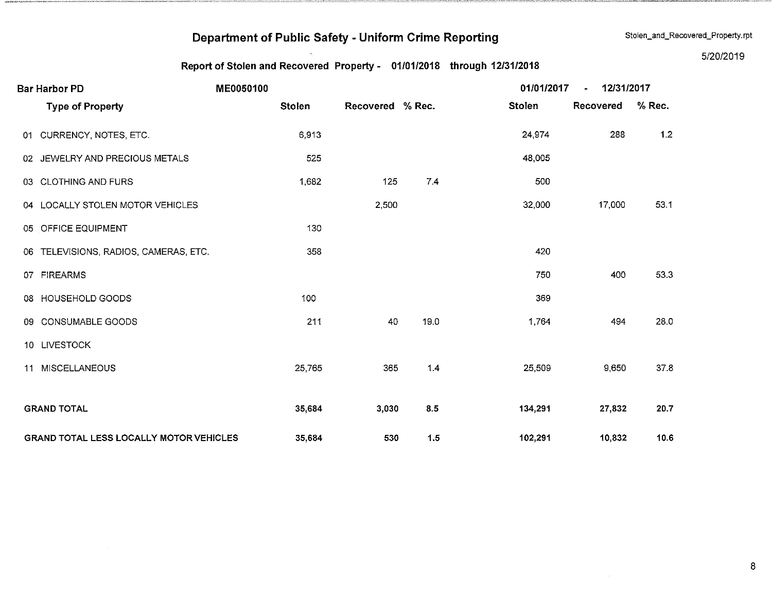# Department of Public Safety - Uniform Crime Reporting

Stolen_and_Recovered_Property.rpt

5/20/2019

## Report of Stolen and Recovered Property - 01/01/2018 through 12/31/2018

**Bar Harbor PD** ME0050100

| Type of Property | Stolen | Recovered | % Rec. | 01/01/2017 - 12/31/2017 Stolen | Recovered | % Rec. |
|---|---|---|---|---|---|---|
| 01 CURRENCY, NOTES, ETC. | 6,913 | | | 24,974 | 288 | 1.2 |
| 02 JEWELRY AND PRECIOUS METALS | 525 | | | 48,005 | | |
| 03 CLOTHING AND FURS | 1,682 | 125 | 7.4 | 500 | | |
| 04 LOCALLY STOLEN MOTOR VEHICLES | | 2,500 | | 32,000 | 17,000 | 53.1 |
| 05 OFFICE EQUIPMENT | 130 | | | | | |
| 06 TELEVISIONS, RADIOS, CAMERAS, ETC. | 358 | | | 420 | | |
| 07 FIREARMS | | | | 750 | 400 | 53.3 |
| 08 HOUSEHOLD GOODS | 100 | | | 369 | | |
| 09 CONSUMABLE GOODS | 211 | 40 | 19.0 | 1,764 | 494 | 28.0 |
| 10 LIVESTOCK | | | | | | |
| 11 MISCELLANEOUS | 25,765 | 365 | 1.4 | 25,509 | 9,650 | 37.8 |
| **GRAND TOTAL** | **35,684** | **3,030** | **8.5** | **134,291** | **27,832** | **20.7** |
| **GRAND TOTAL LESS LOCALLY MOTOR VEHICLES** | **35,684** | **530** | **1.5** | **102,291** | **10,832** | **10.6** |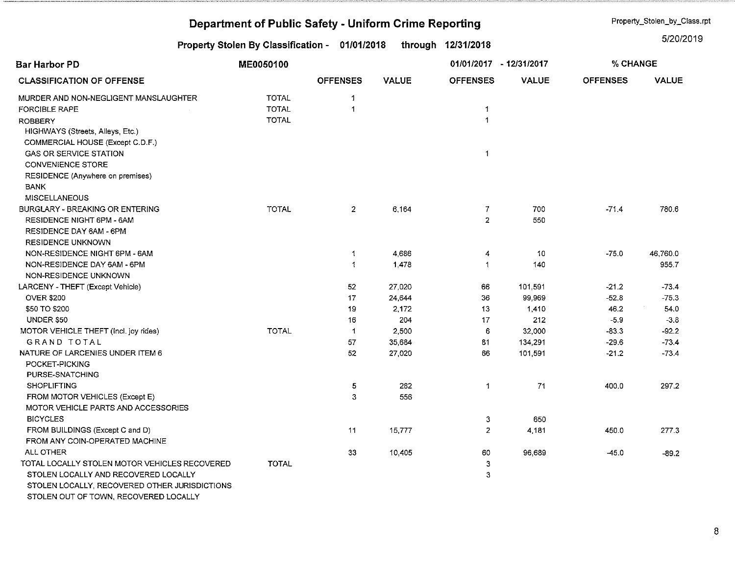# Department of Public Safety - Uniform Crime Reporting

Property_Stolen_by_Class.rpt

5/20/2019

## Property Stolen By Classification - 01/01/2018 through 12/31/2018

| Bar Harbor PD | ME0050100 | | | 01/01/2017 - 12/31/2017 | | % CHANGE | |
|---|---|---|---|---|---|---|---|
| **CLASSIFICATION OF OFFENSE** | | **OFFENSES** | **VALUE** | **OFFENSES** | **VALUE** | **OFFENSES** | **VALUE** |
| MURDER AND NON-NEGLIGENT MANSLAUGHTER | TOTAL | 1 | | | | | |
| FORCIBLE RAPE | TOTAL | 1 | | 1 | | | |
| ROBBERY | TOTAL | | | 1 | | | |
| HIGHWAYS (Streets, Alleys, Etc.) | | | | | | | |
| COMMERCIAL HOUSE (Except C.D.F.) | | | | | | | |
| GAS OR SERVICE STATION | | | | 1 | | | |
| CONVENIENCE STORE | | | | | | | |
| RESIDENCE (Anywhere on premises) | | | | | | | |
| BANK | | | | | | | |
| MISCELLANEOUS | | | | | | | |
| BURGLARY - BREAKING OR ENTERING | TOTAL | 2 | 6,164 | 7 | 700 | -71.4 | 780.6 |
| RESIDENCE NIGHT 6PM - 6AM | | | | 2 | 550 | | |
| RESIDENCE DAY 6AM - 6PM | | | | | | | |
| RESIDENCE UNKNOWN | | | | | | | |
| NON-RESIDENCE NIGHT 6PM - 6AM | | 1 | 4,686 | 4 | 10 | -75.0 | 46,760.0 |
| NON-RESIDENCE DAY 6AM - 6PM | | 1 | 1,478 | 1 | 140 | | 955.7 |
| NON-RESIDENCE UNKNOWN | | | | | | | |
| LARCENY - THEFT (Except Vehicle) | | 52 | 27,020 | 66 | 101,591 | -21.2 | -73.4 |
| OVER $200 | | 17 | 24,644 | 36 | 99,969 | -52.8 | -75.3 |
| $50 TO $200 | | 19 | 2,172 | 13 | 1,410 | 46.2 | 54.0 |
| UNDER $50 | | 16 | 204 | 17 | 212 | -5.9 | -3.8 |
| MOTOR VEHICLE THEFT (Incl. joy rides) | TOTAL | 1 | 2,500 | 6 | 32,000 | -83.3 | -92.2 |
| GRAND TOTAL | | 57 | 35,684 | 81 | 134,291 | -29.6 | -73.4 |
| NATURE OF LARCENIES UNDER ITEM 6 | | 52 | 27,020 | 66 | 101,591 | -21.2 | -73.4 |
| POCKET-PICKING | | | | | | | |
| PURSE-SNATCHING | | | | | | | |
| SHOPLIFTING | | 5 | 282 | 1 | 71 | 400.0 | 297.2 |
| FROM MOTOR VEHICLES (Except E) | | 3 | 556 | | | | |
| MOTOR VEHICLE PARTS AND ACCESSORIES | | | | | | | |
| BICYCLES | | | | 3 | 650 | | |
| FROM BUILDINGS (Except C and D) | | 11 | 15,777 | 2 | 4,181 | 450.0 | 277.3 |
| FROM ANY COIN-OPERATED MACHINE | | | | | | | |
| ALL OTHER | | 33 | 10,405 | 60 | 96,689 | -45.0 | -89.2 |
| TOTAL LOCALLY STOLEN MOTOR VEHICLES RECOVERED | TOTAL | | | 3 | | | |
| STOLEN LOCALLY AND RECOVERED LOCALLY | | | | 3 | | | |
| STOLEN LOCALLY, RECOVERED OTHER JURISDICTIONS | | | | | | | |
| STOLEN OUT OF TOWN, RECOVERED LOCALLY | | | | | | | |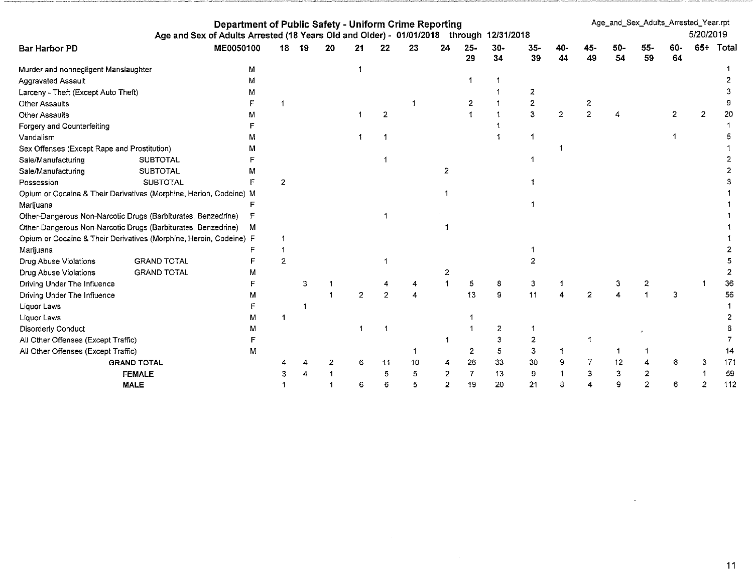# Department of Public Safety - Uniform Crime Reporting

## Age and Sex of Adults Arrested (18 Years Old and Older) - 01/01/2018 through 12/31/2018

Age_and_Sex_Adults_Arrested_Year.rpt

5/20/2019

| Bar Harbor PD | | ME0050100 | 18 | 19 | 20 | 21 | 22 | 23 | 24 | 25-29 | 30-34 | 35-39 | 40-44 | 45-49 | 50-54 | 55-59 | 60-64 | 65+ | Total |
|---|---|---|---|---|---|---|---|---|---|---|---|---|---|---|---|---|---|---|---|
| Murder and nonnegligent Manslaughter | | M | | | | 1 | | | | | | | | | | | | | 1 |
| Aggravated Assault | | M | | | | | | | | 1 | 1 | | | | | | | | 2 |
| Larceny - Theft (Except Auto Theft) | | M | | | | | | | | | 1 | 2 | | | | | | | 3 |
| Other Assaults | | F | 1 | | | | | 1 | | 2 | 1 | 2 | | 2 | | | | | 9 |
| Other Assaults | | M | | | | 1 | 2 | | | 1 | 1 | 3 | 2 | 2 | 4 | | 2 | 2 | 20 |
| Forgery and Counterfeiting | | F | | | | | | | | | 1 | | | | | | | | 1 |
| Vandalism | | M | | | | 1 | 1 | | | | 1 | 1 | | | | | 1 | | 5 |
| Sex Offenses (Except Rape and Prostitution) | | M | | | | | | | | | | | 1 | | | | | | 1 |
| Sale/Manufacturing | SUBTOTAL | F | | | | | 1 | | | | | 1 | | | | | | | 2 |
| Sale/Manufacturing | SUBTOTAL | M | | | | | | | 2 | | | | | | | | | | 2 |
| Possession | SUBTOTAL | F | 2 | | | | | | | | | 1 | | | | | | | 3 |
| Opium or Cocaine & Their Derivatives (Morphine, Herion, Codeine) | | M | | | | | | | 1 | | | | | | | | | | 1 |
| Marijuana | | F | | | | | | | | | | 1 | | | | | | | 1 |
| Other-Dangerous Non-Narcotic Drugs (Barbiturates, Benzedrine) | | F | | | | | 1 | | | | | | | | | | | | 1 |
| Other-Dangerous Non-Narcotic Drugs (Barbiturates, Benzedrine) | | M | | | | | | | 1 | | | | | | | | | | 1 |
| Opium or Cocaine & Their Derivatives (Morphine, Heroin, Codeine) | | F | 1 | | | | | | | | | | | | | | | | 1 |
| Marijuana | | F | 1 | | | | | | | | | 1 | | | | | | | 2 |
| Drug Abuse Violations | GRAND TOTAL | F | 2 | | | | 1 | | | | | 2 | | | | | | | 5 |
| Drug Abuse Violations | GRAND TOTAL | M | | | | | | | 2 | | | | | | | | | | 2 |
| Driving Under The Influence | | F | | 3 | 1 | | 4 | 4 | 1 | 5 | 8 | 3 | 1 | | 3 | 2 | | 1 | 36 |
| Driving Under The Influence | | M | | | 1 | 2 | 2 | 4 | | 13 | 9 | 11 | 4 | 2 | 4 | 1 | 3 | | 56 |
| Liquor Laws | | F | | 1 | | | | | | | | | | | | | | | 1 |
| Liquor Laws | | M | 1 | | | | | | | 1 | | | | | | | | | 2 |
| Disorderly Conduct | | M | | | | 1 | 1 | | | 1 | 2 | 1 | | | | | | | 6 |
| All Other Offenses (Except Traffic) | | F | | | | | | | 1 | | 3 | 2 | | 1 | | | | | 7 |
| All Other Offenses (Except Traffic) | | M | | | | | | 1 | | 2 | 5 | 3 | 1 | | 1 | 1 | | | 14 |
| **GRAND TOTAL** | | | 4 | 4 | 2 | 6 | 11 | 10 | 4 | 26 | 33 | 30 | 9 | 7 | 12 | 4 | 6 | 3 | 171 |
| **FEMALE** | | | 3 | 4 | 1 | | 5 | 5 | 2 | 7 | 13 | 9 | 1 | 3 | 3 | 2 | | 1 | 59 |
| **MALE** | | | 1 | | 1 | 6 | 6 | 5 | 2 | 19 | 20 | 21 | 8 | 4 | 9 | 2 | 6 | 2 | 112 |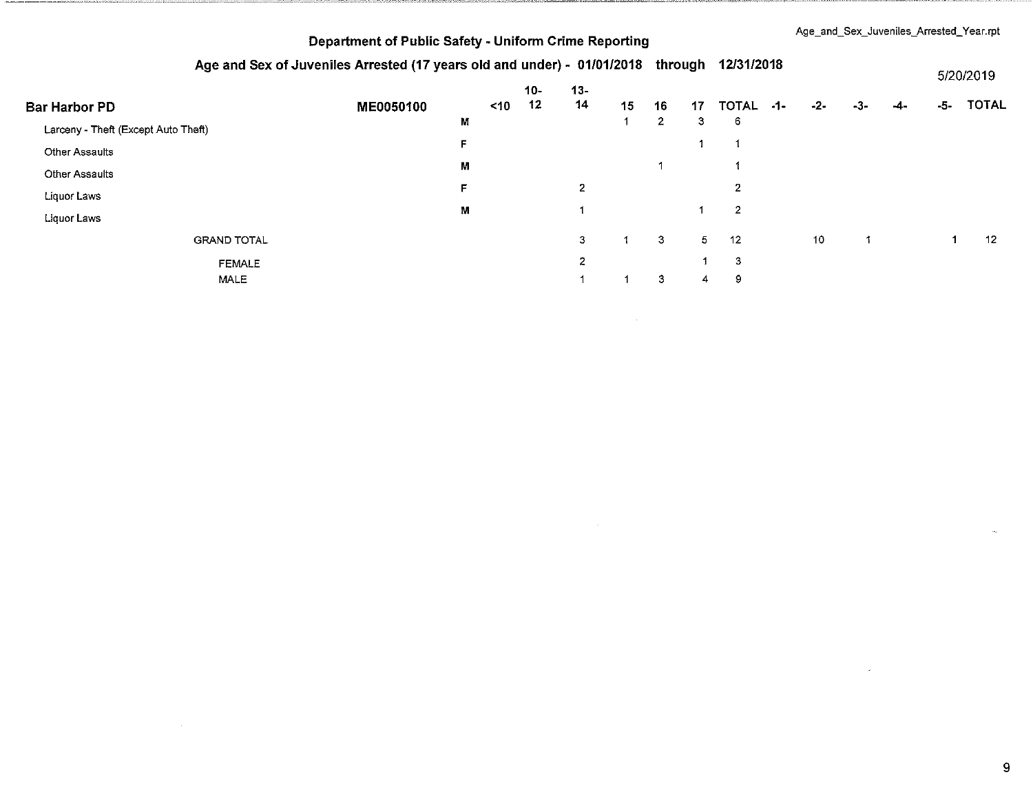## Department of Public Safety - Uniform Crime Reporting

### Age and Sex of Juveniles Arrested (17 years old and under) - 01/01/2018 through 12/31/2018

5/20/2019

| Bar Harbor PD | ME0050100 | | <10 | 10-12 | 13-14 | 15 | 16 | 17 | TOTAL | -1- | -2- | -3- | -4- | -5- | TOTAL |
|---|---|---|---|---|---|---|---|---|---|---|---|---|---|---|---|
| Larceny - Theft (Except Auto Theft) | | M | | | | 1 | 2 | 3 | 6 | | | | | | |
| Other Assaults | | F | | | | | | 1 | 1 | | | | | | |
| Other Assaults | | M | | | | | 1 | | 1 | | | | | | |
| Liquor Laws | | F | | | 2 | | | | 2 | | | | | | |
| Liquor Laws | | M | | | 1 | | | 1 | 2 | | | | | | |
| GRAND TOTAL | | | | | 3 | 1 | 3 | 5 | 12 | | 10 | 1 | | 1 | 12 |
| FEMALE | | | | | 2 | | | 1 | 3 | | | | | | |
| MALE | | | | | 1 | 1 | 3 | 4 | 9 | | | | | | |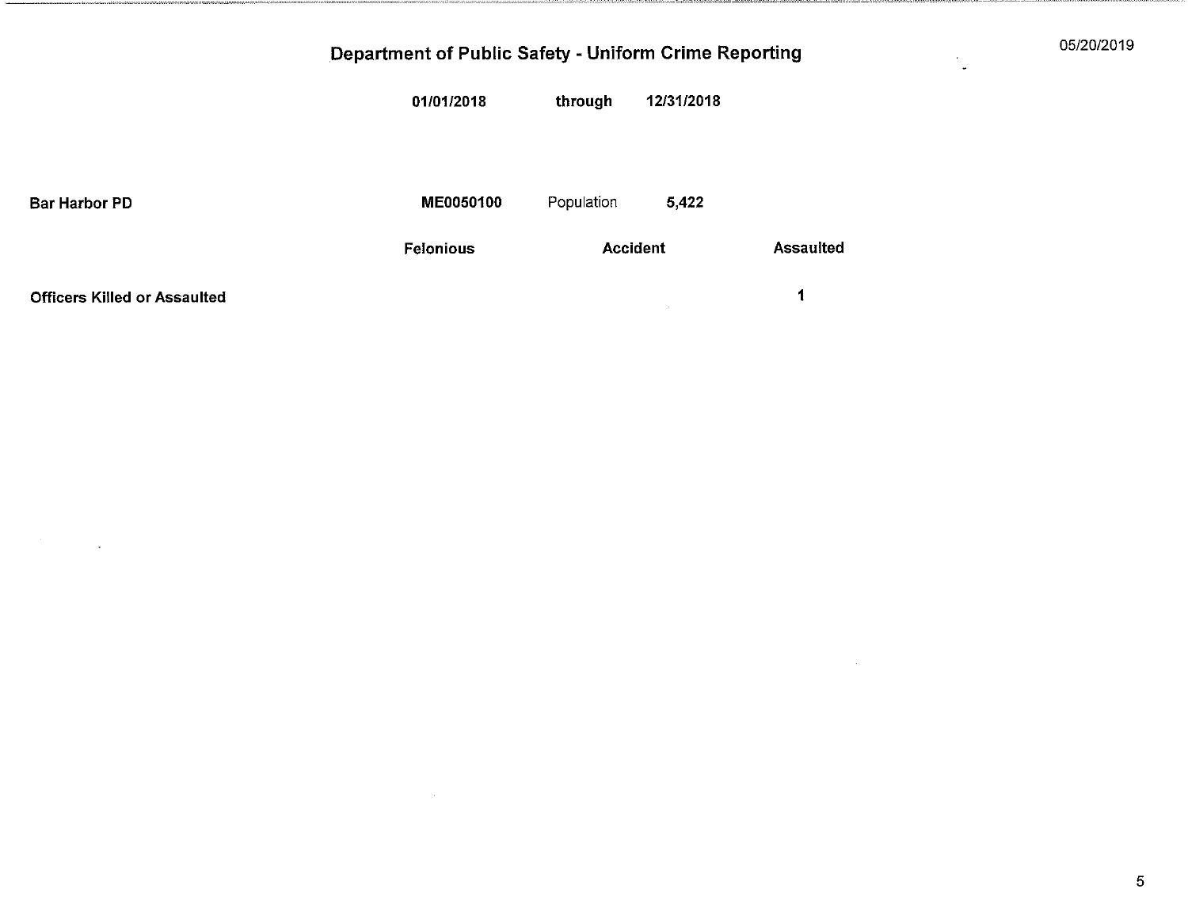# Department of Public Safety - Uniform Crime Reporting

**01/01/2018** **through** **12/31/2018**

**Bar Harbor PD** **ME0050100** Population **5,422**

| | Felonious | Accident | Assaulted |
|---|---|---|---|
| **Officers Killed or Assaulted** | | | 1 |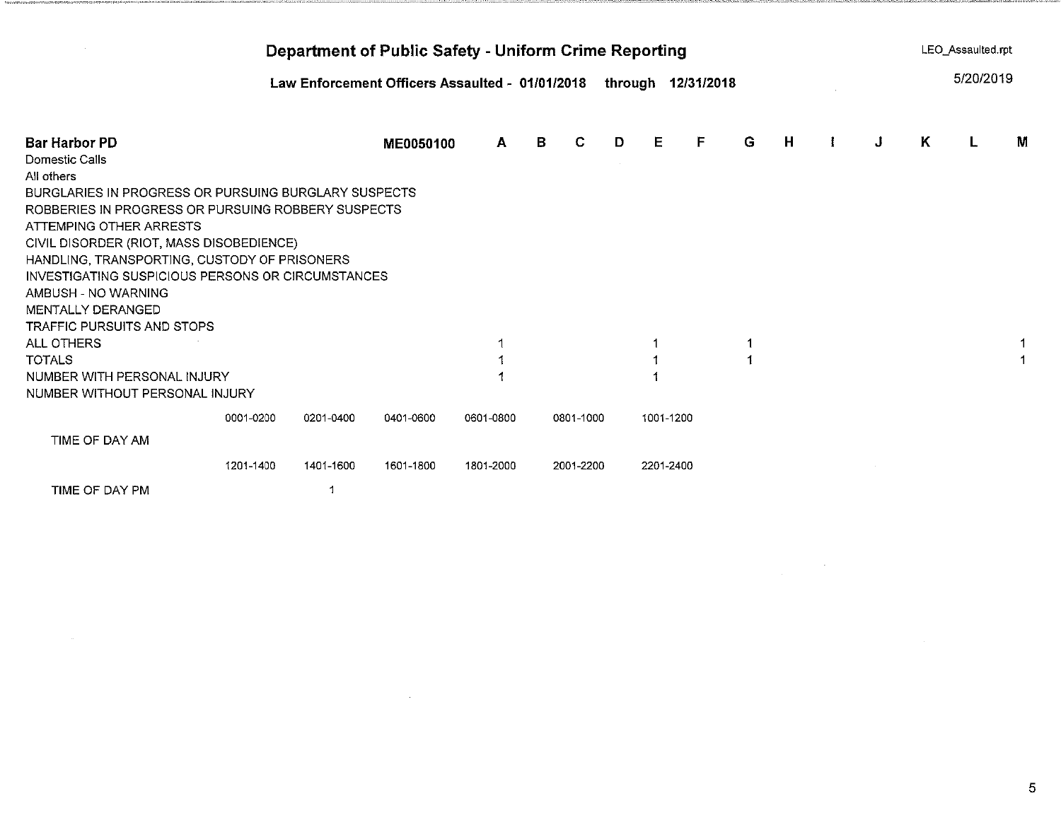# Department of Public Safety - Uniform Crime Reporting

LEO_Assaulted.rpt

## Law Enforcement Officers Assaulted - 01/01/2018 through 12/31/2018

5/20/2019

| Bar Harbor PD | ME0050100 | A | B | C | D | E | F | G | H | I | J | K | L | M |
|---|---|---|---|---|---|---|---|---|---|---|---|---|---|---|
| Domestic Calls | | | | | | | | | | | | | | |
| All others | | | | | | | | | | | | | | |
| BURGLARIES IN PROGRESS OR PURSUING BURGLARY SUSPECTS | | | | | | | | | | | | | | |
| ROBBERIES IN PROGRESS OR PURSUING ROBBERY SUSPECTS | | | | | | | | | | | | | | |
| ATTEMPING OTHER ARRESTS | | | | | | | | | | | | | | |
| CIVIL DISORDER (RIOT, MASS DISOBEDIENCE) | | | | | | | | | | | | | | |
| HANDLING, TRANSPORTING, CUSTODY OF PRISONERS | | | | | | | | | | | | | | |
| INVESTIGATING SUSPICIOUS PERSONS OR CIRCUMSTANCES | | | | | | | | | | | | | | |
| AMBUSH - NO WARNING | | | | | | | | | | | | | | |
| MENTALLY DERANGED | | | | | | | | | | | | | | |
| TRAFFIC PURSUITS AND STOPS | | | | | | | | | | | | | | |
| ALL OTHERS | | 1 | | | | 1 | | 1 | | | | | | 1 |
| TOTALS | | 1 | | | | 1 | | 1 | | | | | | 1 |
| NUMBER WITH PERSONAL INJURY | | 1 | | | | 1 | | | | | | | | |
| NUMBER WITHOUT PERSONAL INJURY | | | | | | | | | | | | | | |

| | 0001-0200 | 0201-0400 | 0401-0600 | 0601-0800 | 0801-1000 | 1001-1200 |
|---|---|---|---|---|---|---|
| TIME OF DAY AM | | | | | | |

| | 1201-1400 | 1401-1600 | 1601-1800 | 1801-2000 | 2001-2200 | 2201-2400 |
|---|---|---|---|---|---|---|
| TIME OF DAY PM | | 1 | | | | |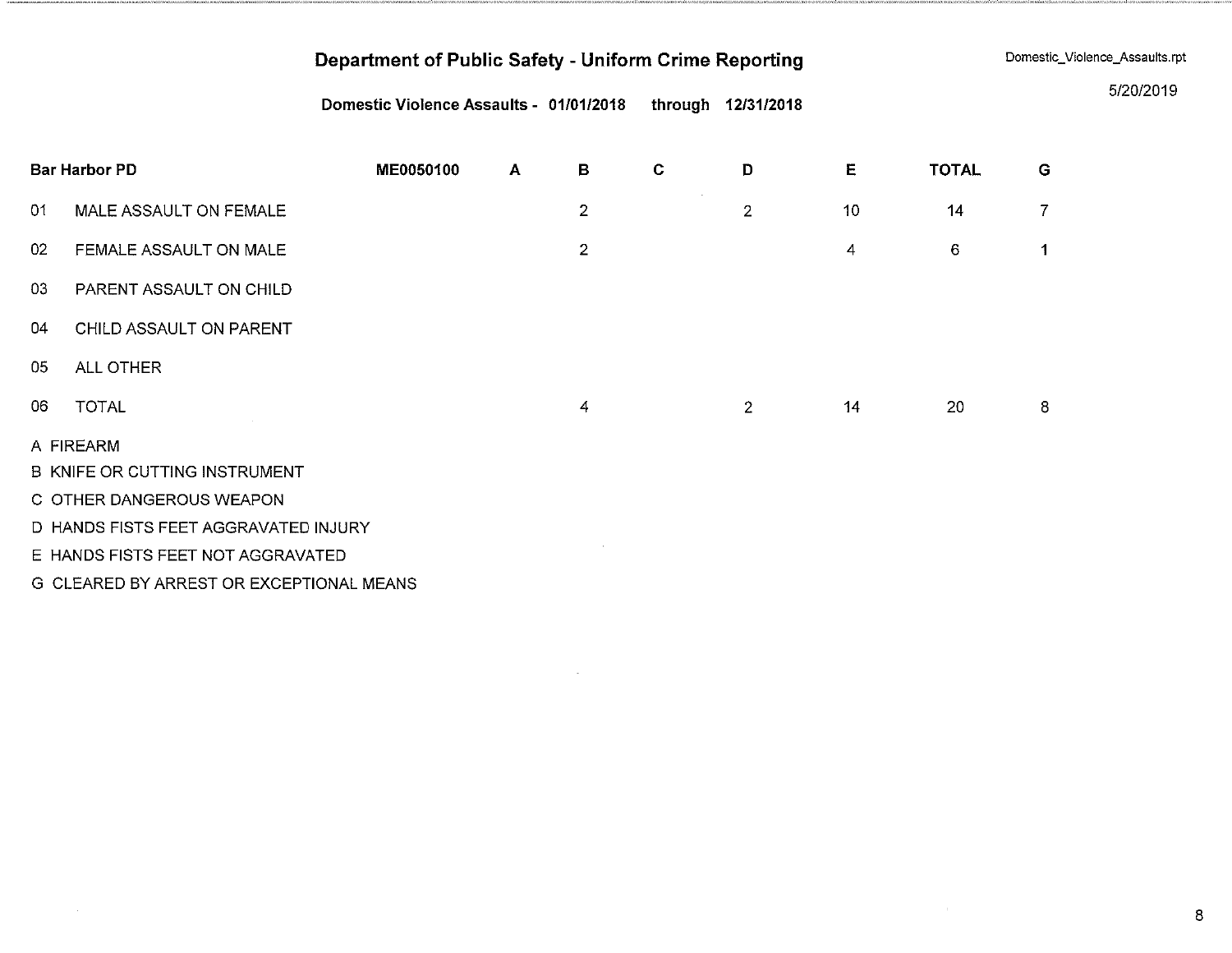# Department of Public Safety - Uniform Crime Reporting

Domestic_Violence_Assaults.rpt

5/20/2019

**Domestic Violence Assaults - 01/01/2018 through 12/31/2018**

| Bar Harbor PD | | ME0050100 | A | B | C | D | E | TOTAL | G |
|---|---|---|---|---|---|---|---|---|---|
| 01 | MALE ASSAULT ON FEMALE | | | 2 | | 2 | 10 | 14 | 7 |
| 02 | FEMALE ASSAULT ON MALE | | | 2 | | | 4 | 6 | 1 |
| 03 | PARENT ASSAULT ON CHILD | | | | | | | | |
| 04 | CHILD ASSAULT ON PARENT | | | | | | | | |
| 05 | ALL OTHER | | | | | | | | |
| 06 | TOTAL | | | 4 | | 2 | 14 | 20 | 8 |

A FIREARM
B KNIFE OR CUTTING INSTRUMENT
C OTHER DANGEROUS WEAPON
D HANDS FISTS FEET AGGRAVATED INJURY
E HANDS FISTS FEET NOT AGGRAVATED
G CLEARED BY ARREST OR EXCEPTIONAL MEANS